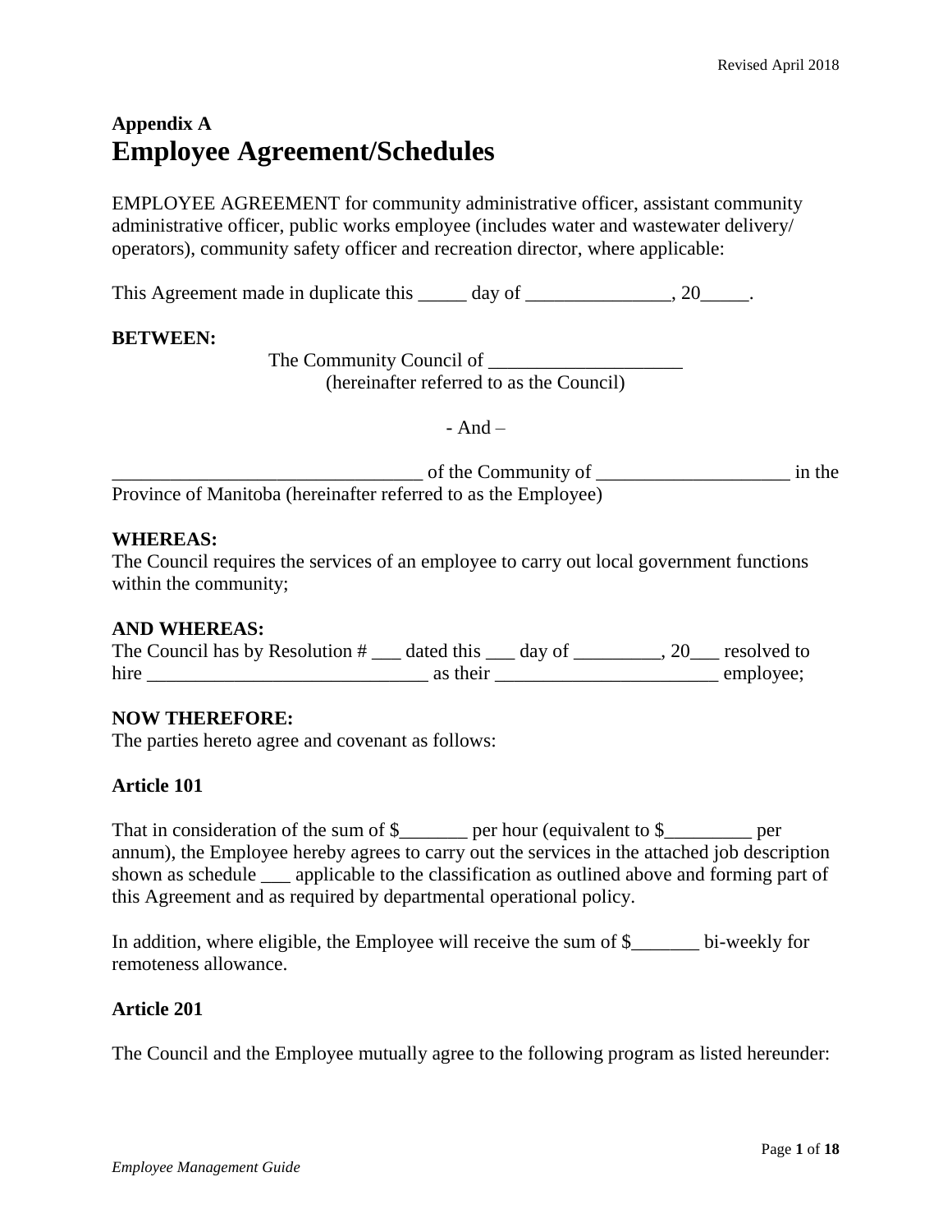# Appendix A
# Employee Agreement/Schedules

EMPLOYEE AGREEMENT for community administrative officer, assistant community administrative officer, public works employee (includes water and wastewater delivery/ operators), community safety officer and recreation director, where applicable:

This Agreement made in duplicate this _____ day of _______________, 20_____.

**BETWEEN:**

The Community Council of ____________________
(hereinafter referred to as the Council)

- And –

________________________________ of the Community of ____________________ in the Province of Manitoba (hereinafter referred to as the Employee)

**WHEREAS:**
The Council requires the services of an employee to carry out local government functions within the community;

**AND WHEREAS:**
The Council has by Resolution # ___ dated this ___ day of _________, 20___ resolved to hire _____________________________ as their _______________________ employee;

**NOW THEREFORE:**
The parties hereto agree and covenant as follows:

**Article 101**

That in consideration of the sum of $_______ per hour (equivalent to $_________ per annum), the Employee hereby agrees to carry out the services in the attached job description shown as schedule ___ applicable to the classification as outlined above and forming part of this Agreement and as required by departmental operational policy.

In addition, where eligible, the Employee will receive the sum of $_______ bi-weekly for remoteness allowance.

**Article 201**

The Council and the Employee mutually agree to the following program as listed hereunder: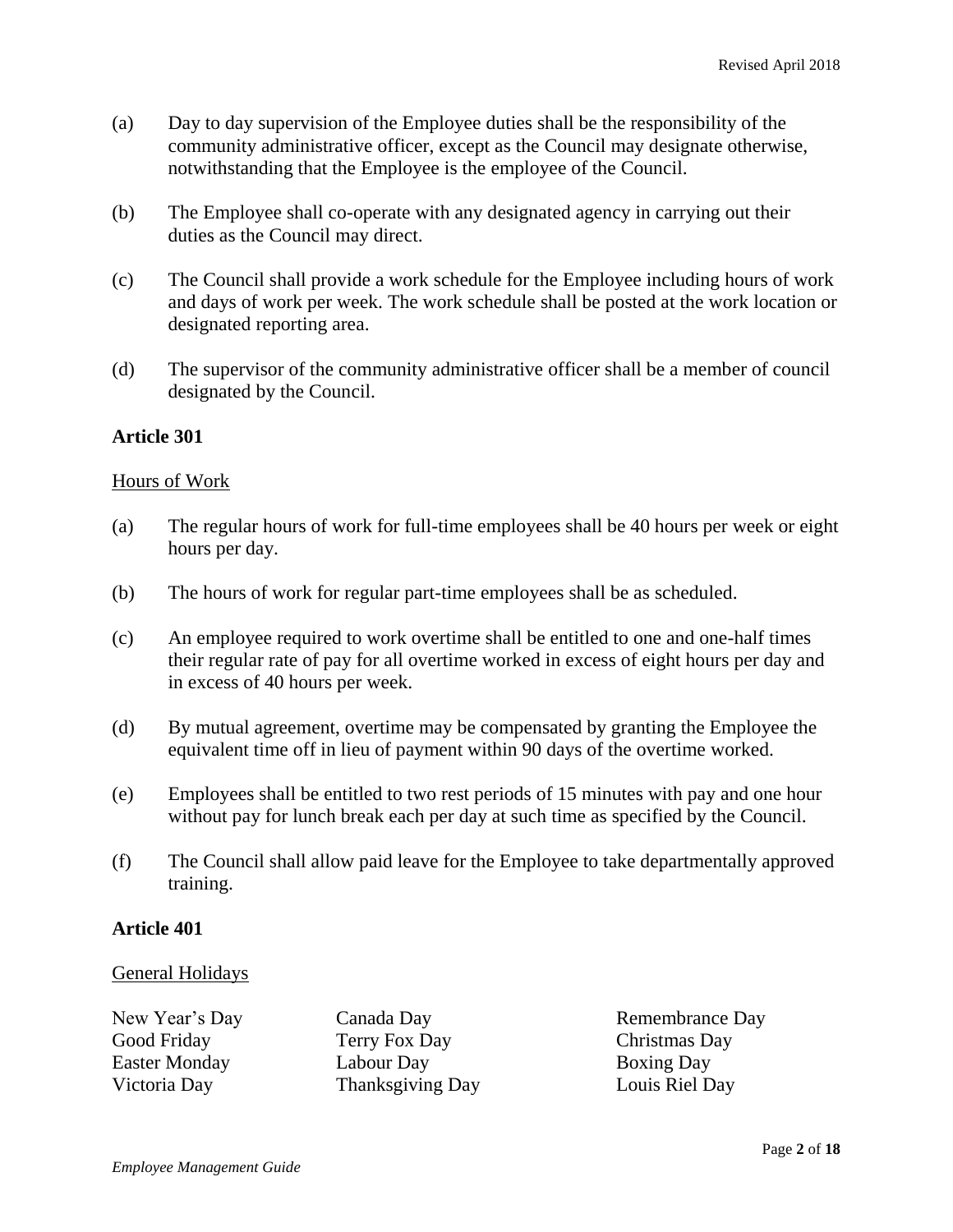(a) Day to day supervision of the Employee duties shall be the responsibility of the community administrative officer, except as the Council may designate otherwise, notwithstanding that the Employee is the employee of the Council.

(b) The Employee shall co-operate with any designated agency in carrying out their duties as the Council may direct.

(c) The Council shall provide a work schedule for the Employee including hours of work and days of work per week. The work schedule shall be posted at the work location or designated reporting area.

(d) The supervisor of the community administrative officer shall be a member of council designated by the Council.

## Article 301

Hours of Work

(a) The regular hours of work for full-time employees shall be 40 hours per week or eight hours per day.

(b) The hours of work for regular part-time employees shall be as scheduled.

(c) An employee required to work overtime shall be entitled to one and one-half times their regular rate of pay for all overtime worked in excess of eight hours per day and in excess of 40 hours per week.

(d) By mutual agreement, overtime may be compensated by granting the Employee the equivalent time off in lieu of payment within 90 days of the overtime worked.

(e) Employees shall be entitled to two rest periods of 15 minutes with pay and one hour without pay for lunch break each per day at such time as specified by the Council.

(f) The Council shall allow paid leave for the Employee to take departmentally approved training.

## Article 401

General Holidays

| | | |
|---|---|---|
| New Year's Day | Canada Day | Remembrance Day |
| Good Friday | Terry Fox Day | Christmas Day |
| Easter Monday | Labour Day | Boxing Day |
| Victoria Day | Thanksgiving Day | Louis Riel Day |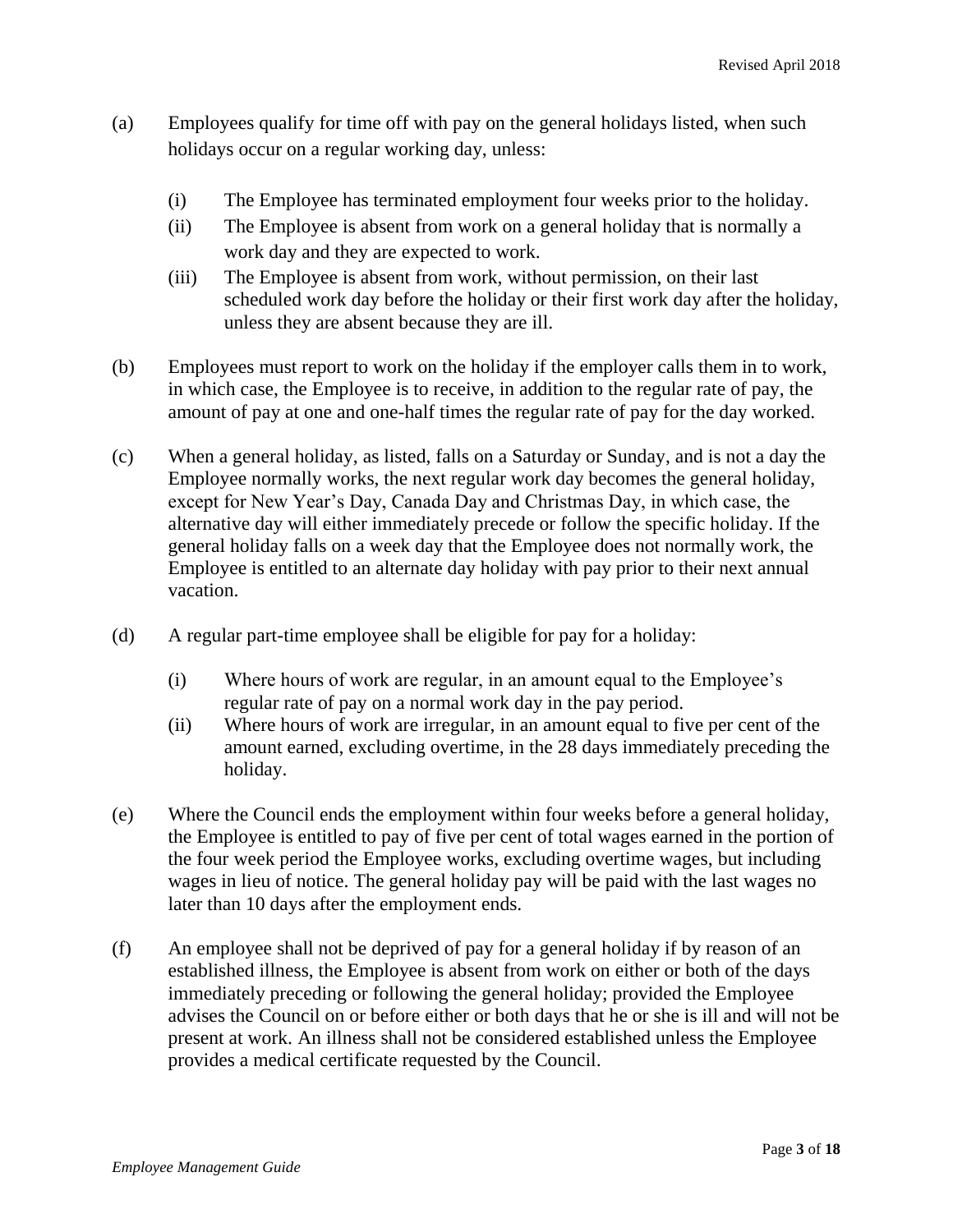(a) Employees qualify for time off with pay on the general holidays listed, when such holidays occur on a regular working day, unless:

   (i) The Employee has terminated employment four weeks prior to the holiday.
   (ii) The Employee is absent from work on a general holiday that is normally a work day and they are expected to work.
   (iii) The Employee is absent from work, without permission, on their last scheduled work day before the holiday or their first work day after the holiday, unless they are absent because they are ill.

(b) Employees must report to work on the holiday if the employer calls them in to work, in which case, the Employee is to receive, in addition to the regular rate of pay, the amount of pay at one and one-half times the regular rate of pay for the day worked.

(c) When a general holiday, as listed, falls on a Saturday or Sunday, and is not a day the Employee normally works, the next regular work day becomes the general holiday, except for New Year's Day, Canada Day and Christmas Day, in which case, the alternative day will either immediately precede or follow the specific holiday. If the general holiday falls on a week day that the Employee does not normally work, the Employee is entitled to an alternate day holiday with pay prior to their next annual vacation.

(d) A regular part-time employee shall be eligible for pay for a holiday:

   (i) Where hours of work are regular, in an amount equal to the Employee's regular rate of pay on a normal work day in the pay period.
   (ii) Where hours of work are irregular, in an amount equal to five per cent of the amount earned, excluding overtime, in the 28 days immediately preceding the holiday.

(e) Where the Council ends the employment within four weeks before a general holiday, the Employee is entitled to pay of five per cent of total wages earned in the portion of the four week period the Employee works, excluding overtime wages, but including wages in lieu of notice. The general holiday pay will be paid with the last wages no later than 10 days after the employment ends.

(f) An employee shall not be deprived of pay for a general holiday if by reason of an established illness, the Employee is absent from work on either or both of the days immediately preceding or following the general holiday; provided the Employee advises the Council on or before either or both days that he or she is ill and will not be present at work. An illness shall not be considered established unless the Employee provides a medical certificate requested by the Council.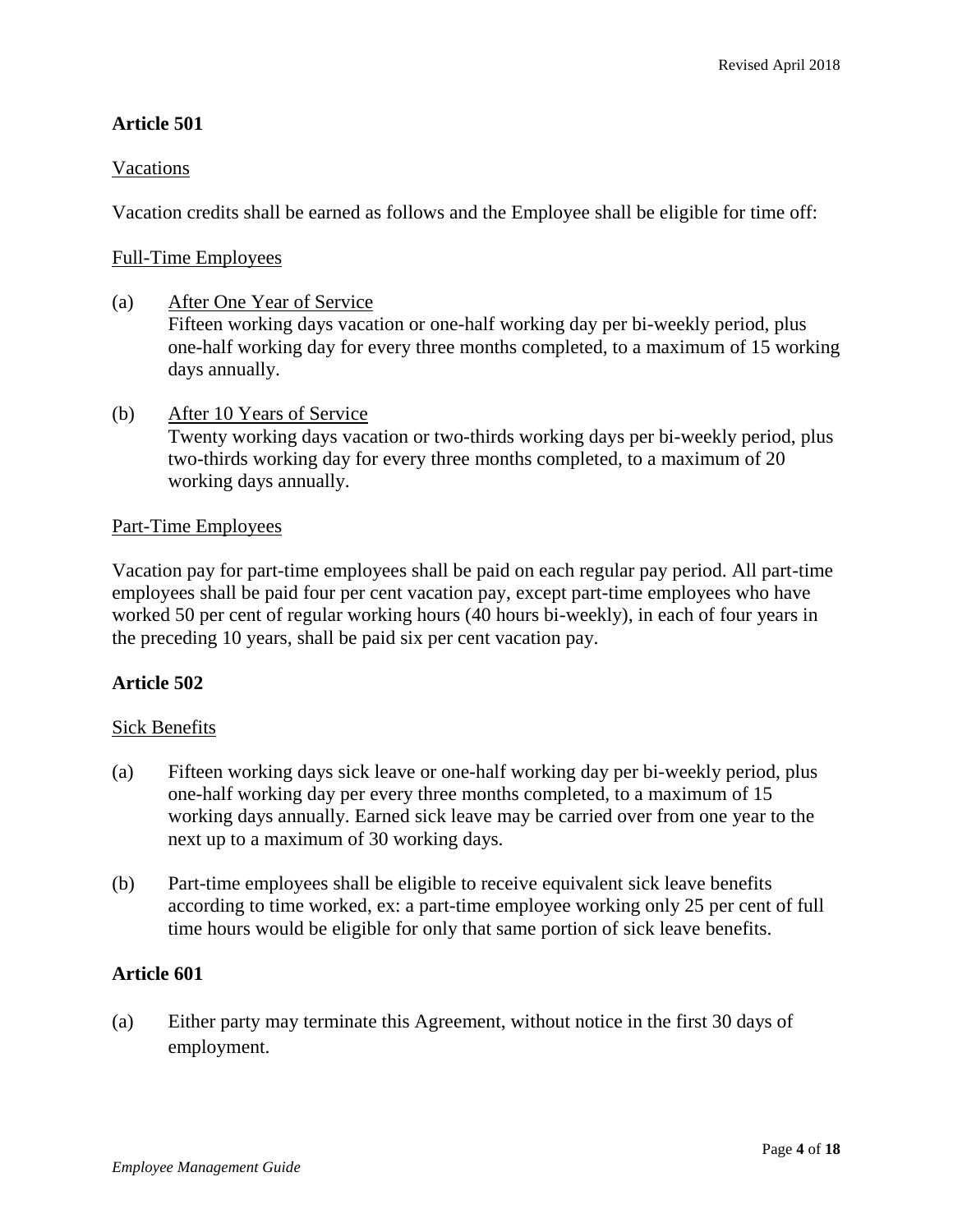## Article 501

Vacations

Vacation credits shall be earned as follows and the Employee shall be eligible for time off:

Full-Time Employees

(a) After One Year of Service
Fifteen working days vacation or one-half working day per bi-weekly period, plus one-half working day for every three months completed, to a maximum of 15 working days annually.

(b) After 10 Years of Service
Twenty working days vacation or two-thirds working days per bi-weekly period, plus two-thirds working day for every three months completed, to a maximum of 20 working days annually.

Part-Time Employees

Vacation pay for part-time employees shall be paid on each regular pay period. All part-time employees shall be paid four per cent vacation pay, except part-time employees who have worked 50 per cent of regular working hours (40 hours bi-weekly), in each of four years in the preceding 10 years, shall be paid six per cent vacation pay.

## Article 502

Sick Benefits

(a) Fifteen working days sick leave or one-half working day per bi-weekly period, plus one-half working day per every three months completed, to a maximum of 15 working days annually. Earned sick leave may be carried over from one year to the next up to a maximum of 30 working days.

(b) Part-time employees shall be eligible to receive equivalent sick leave benefits according to time worked, ex: a part-time employee working only 25 per cent of full time hours would be eligible for only that same portion of sick leave benefits.

## Article 601

(a) Either party may terminate this Agreement, without notice in the first 30 days of employment.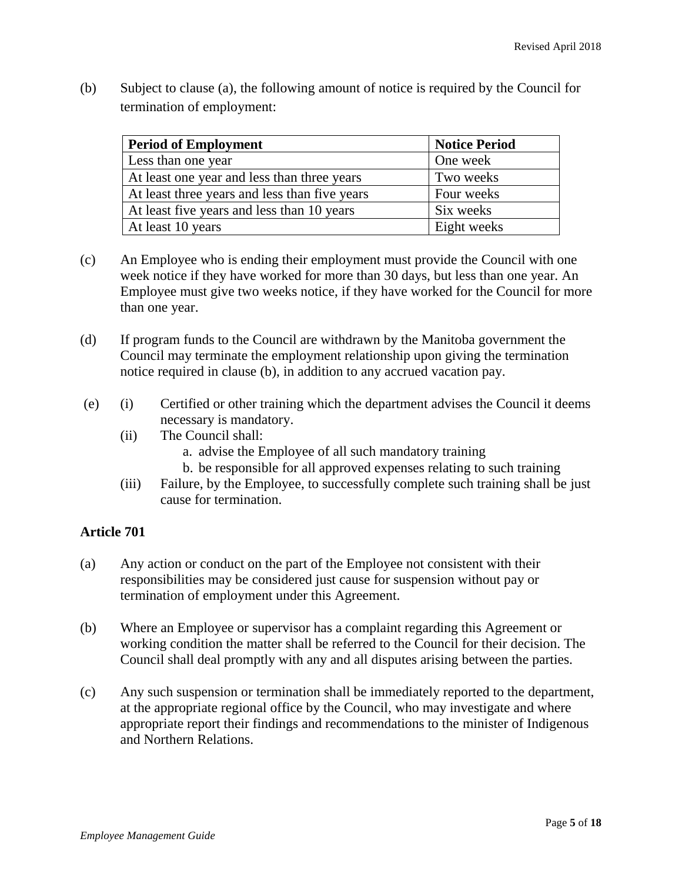(b) Subject to clause (a), the following amount of notice is required by the Council for termination of employment:

| Period of Employment | Notice Period |
|---|---|
| Less than one year | One week |
| At least one year and less than three years | Two weeks |
| At least three years and less than five years | Four weeks |
| At least five years and less than 10 years | Six weeks |
| At least 10 years | Eight weeks |

(c) An Employee who is ending their employment must provide the Council with one week notice if they have worked for more than 30 days, but less than one year. An Employee must give two weeks notice, if they have worked for the Council for more than one year.

(d) If program funds to the Council are withdrawn by the Manitoba government the Council may terminate the employment relationship upon giving the termination notice required in clause (b), in addition to any accrued vacation pay.

(e) (i) Certified or other training which the department advises the Council it deems necessary is mandatory.

(ii) The Council shall:

a. advise the Employee of all such mandatory training

b. be responsible for all approved expenses relating to such training

(iii) Failure, by the Employee, to successfully complete such training shall be just cause for termination.

### Article 701

(a) Any action or conduct on the part of the Employee not consistent with their responsibilities may be considered just cause for suspension without pay or termination of employment under this Agreement.

(b) Where an Employee or supervisor has a complaint regarding this Agreement or working condition the matter shall be referred to the Council for their decision. The Council shall deal promptly with any and all disputes arising between the parties.

(c) Any such suspension or termination shall be immediately reported to the department, at the appropriate regional office by the Council, who may investigate and where appropriate report their findings and recommendations to the minister of Indigenous and Northern Relations.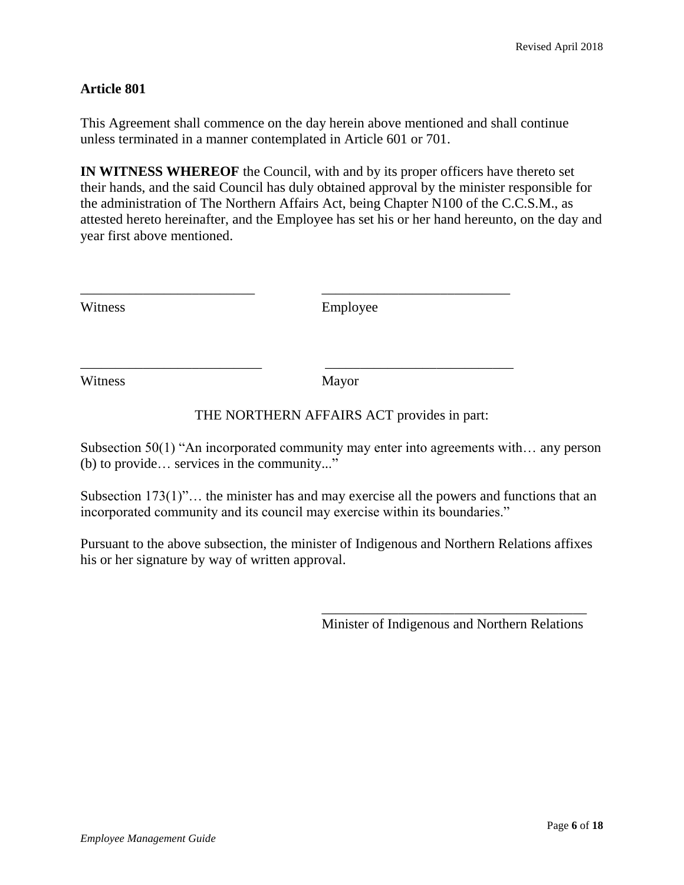## Article 801

This Agreement shall commence on the day herein above mentioned and shall continue unless terminated in a manner contemplated in Article 601 or 701.

**IN WITNESS WHEREOF** the Council, with and by its proper officers have thereto set their hands, and the said Council has duly obtained approval by the minister responsible for the administration of The Northern Affairs Act, being Chapter N100 of the C.C.S.M., as attested hereto hereinafter, and the Employee has set his or her hand hereunto, on the day and year first above mentioned.

| | |
|---|---|
| _________________________ | ___________________________ |
| Witness | Employee |
| _________________________ | ___________________________ |
| Witness | Mayor |

THE NORTHERN AFFAIRS ACT provides in part:

Subsection 50(1) "An incorporated community may enter into agreements with… any person (b) to provide… services in the community..."

Subsection 173(1)"… the minister has and may exercise all the powers and functions that an incorporated community and its council may exercise within its boundaries."

Pursuant to the above subsection, the minister of Indigenous and Northern Relations affixes his or her signature by way of written approval.

______________________________________

Minister of Indigenous and Northern Relations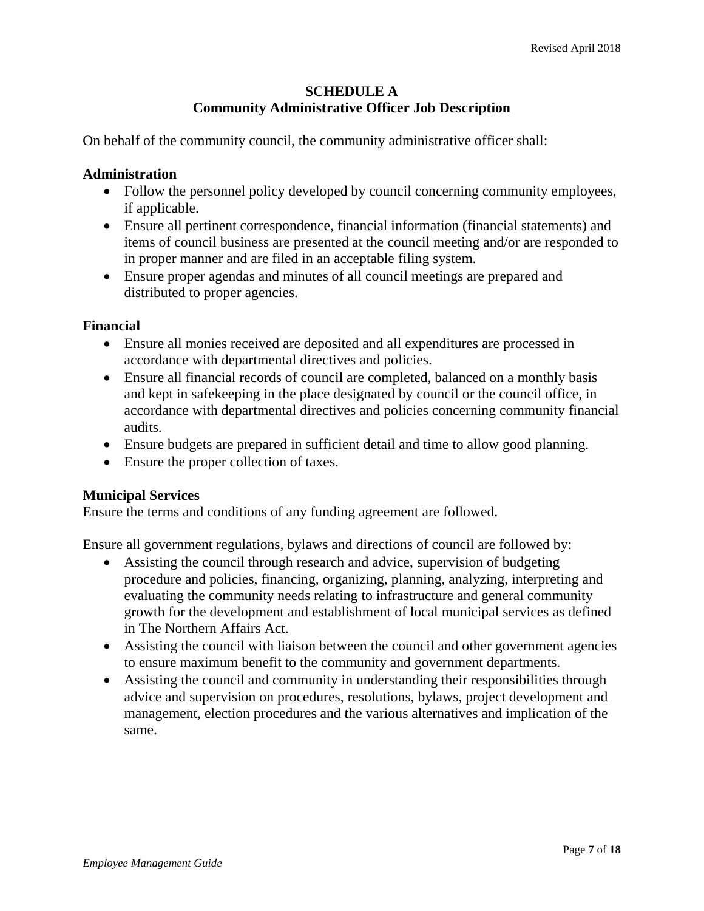## SCHEDULE A
## Community Administrative Officer Job Description

On behalf of the community council, the community administrative officer shall:

**Administration**

- Follow the personnel policy developed by council concerning community employees, if applicable.
- Ensure all pertinent correspondence, financial information (financial statements) and items of council business are presented at the council meeting and/or are responded to in proper manner and are filed in an acceptable filing system.
- Ensure proper agendas and minutes of all council meetings are prepared and distributed to proper agencies.

**Financial**

- Ensure all monies received are deposited and all expenditures are processed in accordance with departmental directives and policies.
- Ensure all financial records of council are completed, balanced on a monthly basis and kept in safekeeping in the place designated by council or the council office, in accordance with departmental directives and policies concerning community financial audits.
- Ensure budgets are prepared in sufficient detail and time to allow good planning.
- Ensure the proper collection of taxes.

**Municipal Services**

Ensure the terms and conditions of any funding agreement are followed.

Ensure all government regulations, bylaws and directions of council are followed by:

- Assisting the council through research and advice, supervision of budgeting procedure and policies, financing, organizing, planning, analyzing, interpreting and evaluating the community needs relating to infrastructure and general community growth for the development and establishment of local municipal services as defined in The Northern Affairs Act.
- Assisting the council with liaison between the council and other government agencies to ensure maximum benefit to the community and government departments.
- Assisting the council and community in understanding their responsibilities through advice and supervision on procedures, resolutions, bylaws, project development and management, election procedures and the various alternatives and implication of the same.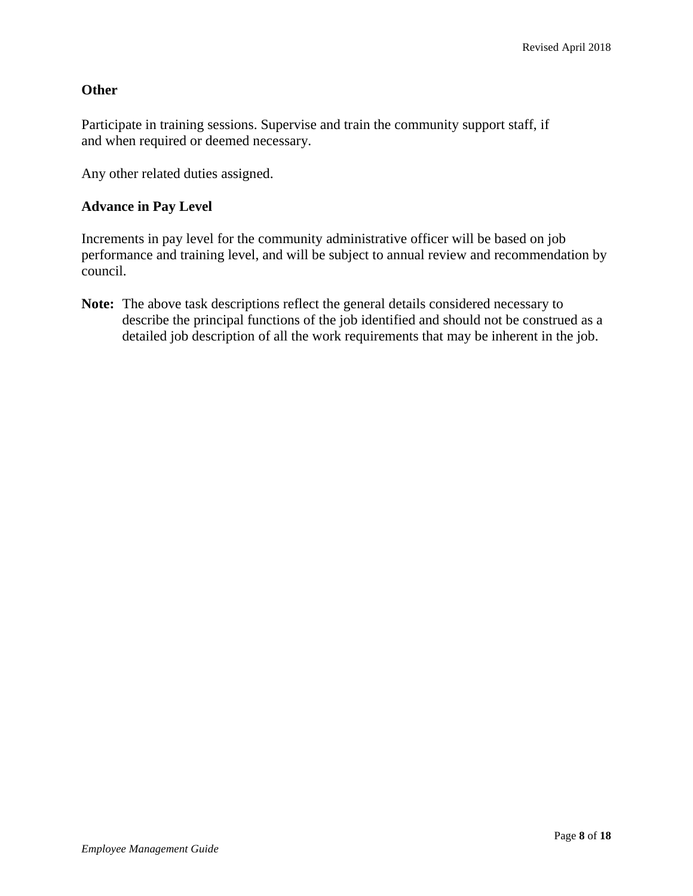### Other

Participate in training sessions. Supervise and train the community support staff, if and when required or deemed necessary.

Any other related duties assigned.

### Advance in Pay Level

Increments in pay level for the community administrative officer will be based on job performance and training level, and will be subject to annual review and recommendation by council.

**Note:** The above task descriptions reflect the general details considered necessary to describe the principal functions of the job identified and should not be construed as a detailed job description of all the work requirements that may be inherent in the job.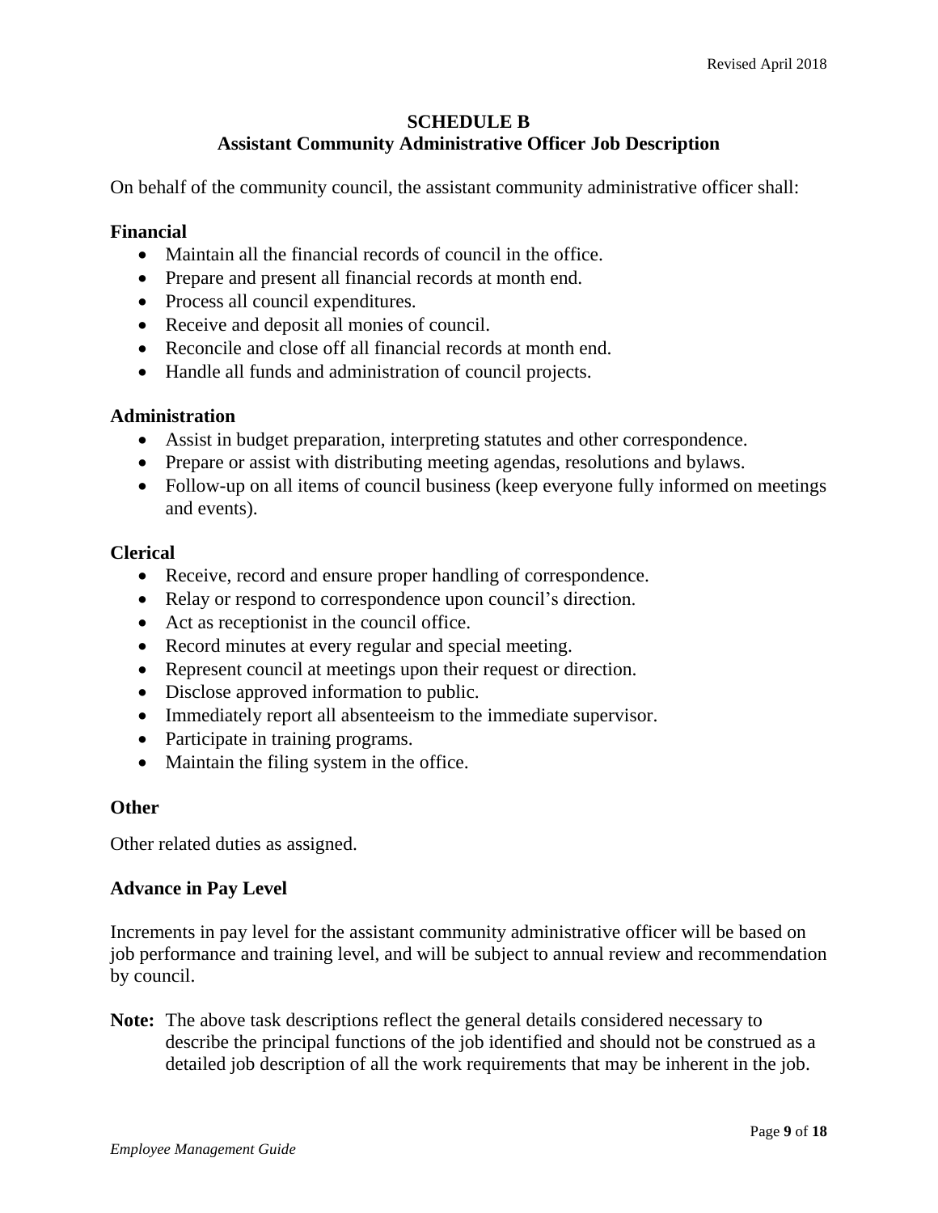# SCHEDULE B
## Assistant Community Administrative Officer Job Description

On behalf of the community council, the assistant community administrative officer shall:

### Financial

- Maintain all the financial records of council in the office.
- Prepare and present all financial records at month end.
- Process all council expenditures.
- Receive and deposit all monies of council.
- Reconcile and close off all financial records at month end.
- Handle all funds and administration of council projects.

### Administration

- Assist in budget preparation, interpreting statutes and other correspondence.
- Prepare or assist with distributing meeting agendas, resolutions and bylaws.
- Follow-up on all items of council business (keep everyone fully informed on meetings and events).

### Clerical

- Receive, record and ensure proper handling of correspondence.
- Relay or respond to correspondence upon council's direction.
- Act as receptionist in the council office.
- Record minutes at every regular and special meeting.
- Represent council at meetings upon their request or direction.
- Disclose approved information to public.
- Immediately report all absenteeism to the immediate supervisor.
- Participate in training programs.
- Maintain the filing system in the office.

### Other

Other related duties as assigned.

### Advance in Pay Level

Increments in pay level for the assistant community administrative officer will be based on job performance and training level, and will be subject to annual review and recommendation by council.

**Note:** The above task descriptions reflect the general details considered necessary to describe the principal functions of the job identified and should not be construed as a detailed job description of all the work requirements that may be inherent in the job.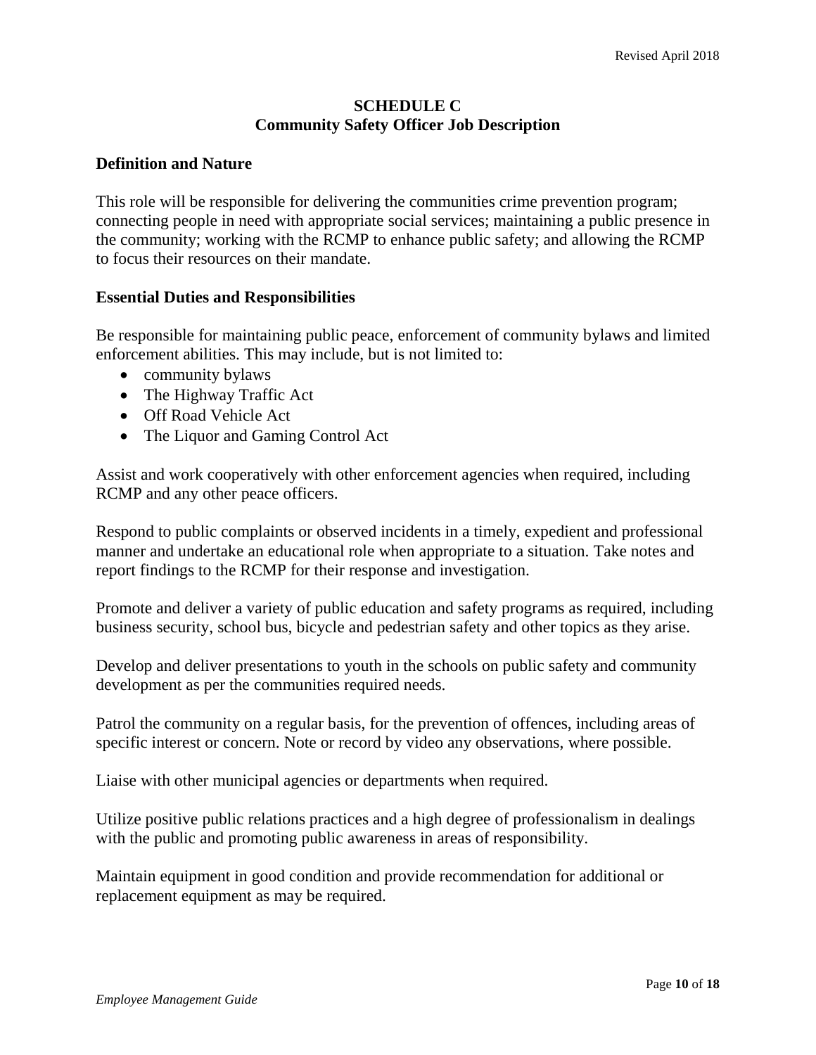## SCHEDULE C
## Community Safety Officer Job Description

### Definition and Nature

This role will be responsible for delivering the communities crime prevention program; connecting people in need with appropriate social services; maintaining a public presence in the community; working with the RCMP to enhance public safety; and allowing the RCMP to focus their resources on their mandate.

### Essential Duties and Responsibilities

Be responsible for maintaining public peace, enforcement of community bylaws and limited enforcement abilities. This may include, but is not limited to:

- community bylaws
- The Highway Traffic Act
- Off Road Vehicle Act
- The Liquor and Gaming Control Act

Assist and work cooperatively with other enforcement agencies when required, including RCMP and any other peace officers.

Respond to public complaints or observed incidents in a timely, expedient and professional manner and undertake an educational role when appropriate to a situation. Take notes and report findings to the RCMP for their response and investigation.

Promote and deliver a variety of public education and safety programs as required, including business security, school bus, bicycle and pedestrian safety and other topics as they arise.

Develop and deliver presentations to youth in the schools on public safety and community development as per the communities required needs.

Patrol the community on a regular basis, for the prevention of offences, including areas of specific interest or concern. Note or record by video any observations, where possible.

Liaise with other municipal agencies or departments when required.

Utilize positive public relations practices and a high degree of professionalism in dealings with the public and promoting public awareness in areas of responsibility.

Maintain equipment in good condition and provide recommendation for additional or replacement equipment as may be required.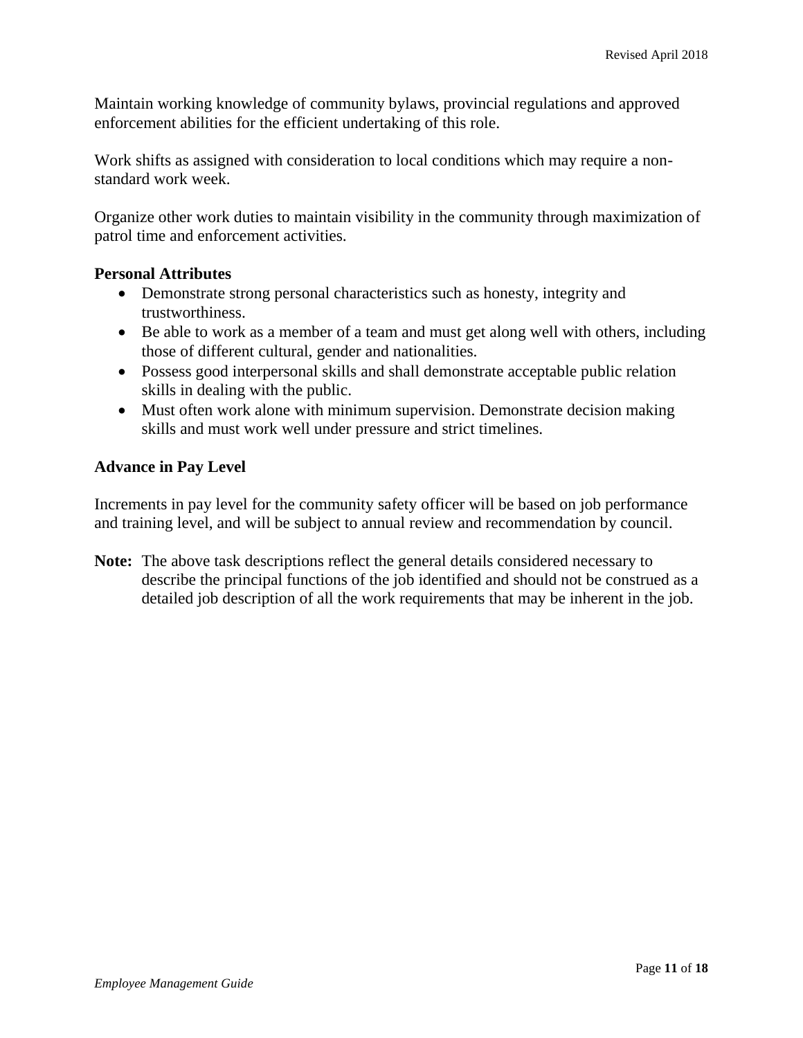Maintain working knowledge of community bylaws, provincial regulations and approved enforcement abilities for the efficient undertaking of this role.

Work shifts as assigned with consideration to local conditions which may require a non-standard work week.

Organize other work duties to maintain visibility in the community through maximization of patrol time and enforcement activities.

**Personal Attributes**

- Demonstrate strong personal characteristics such as honesty, integrity and trustworthiness.
- Be able to work as a member of a team and must get along well with others, including those of different cultural, gender and nationalities.
- Possess good interpersonal skills and shall demonstrate acceptable public relation skills in dealing with the public.
- Must often work alone with minimum supervision. Demonstrate decision making skills and must work well under pressure and strict timelines.

**Advance in Pay Level**

Increments in pay level for the community safety officer will be based on job performance and training level, and will be subject to annual review and recommendation by council.

**Note:** The above task descriptions reflect the general details considered necessary to describe the principal functions of the job identified and should not be construed as a detailed job description of all the work requirements that may be inherent in the job.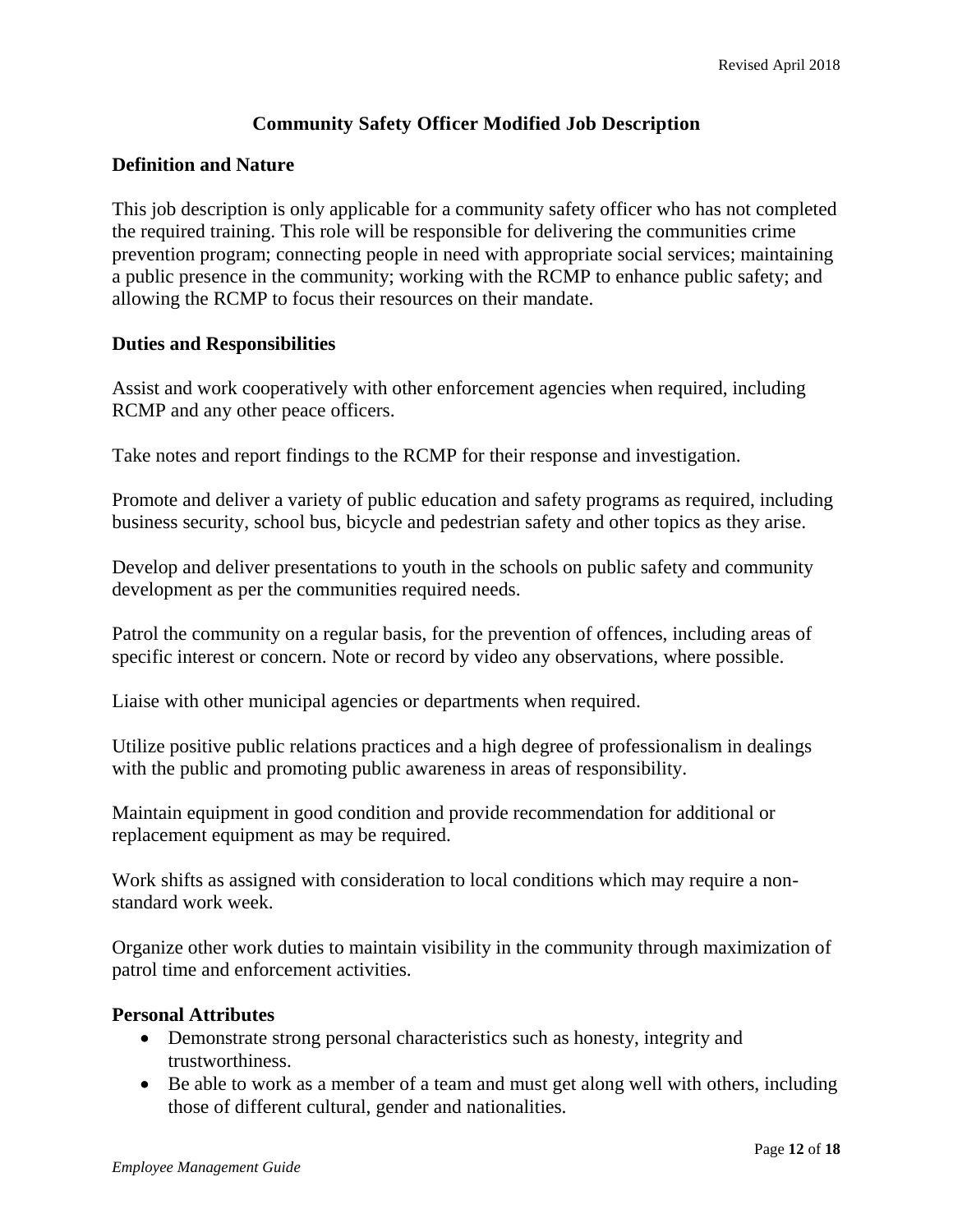## Community Safety Officer Modified Job Description

### Definition and Nature

This job description is only applicable for a community safety officer who has not completed the required training. This role will be responsible for delivering the communities crime prevention program; connecting people in need with appropriate social services; maintaining a public presence in the community; working with the RCMP to enhance public safety; and allowing the RCMP to focus their resources on their mandate.

### Duties and Responsibilities

Assist and work cooperatively with other enforcement agencies when required, including RCMP and any other peace officers.

Take notes and report findings to the RCMP for their response and investigation.

Promote and deliver a variety of public education and safety programs as required, including business security, school bus, bicycle and pedestrian safety and other topics as they arise.

Develop and deliver presentations to youth in the schools on public safety and community development as per the communities required needs.

Patrol the community on a regular basis, for the prevention of offences, including areas of specific interest or concern. Note or record by video any observations, where possible.

Liaise with other municipal agencies or departments when required.

Utilize positive public relations practices and a high degree of professionalism in dealings with the public and promoting public awareness in areas of responsibility.

Maintain equipment in good condition and provide recommendation for additional or replacement equipment as may be required.

Work shifts as assigned with consideration to local conditions which may require a non-standard work week.

Organize other work duties to maintain visibility in the community through maximization of patrol time and enforcement activities.

### Personal Attributes

- Demonstrate strong personal characteristics such as honesty, integrity and trustworthiness.
- Be able to work as a member of a team and must get along well with others, including those of different cultural, gender and nationalities.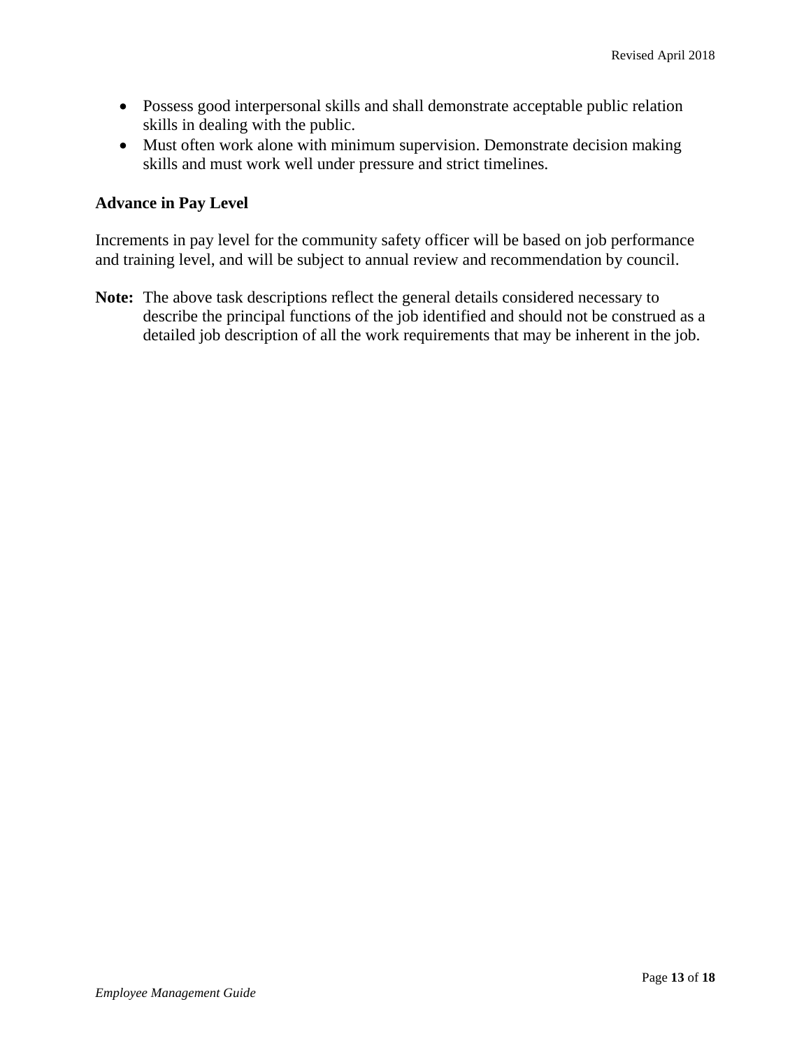- Possess good interpersonal skills and shall demonstrate acceptable public relation skills in dealing with the public.
- Must often work alone with minimum supervision. Demonstrate decision making skills and must work well under pressure and strict timelines.

**Advance in Pay Level**

Increments in pay level for the community safety officer will be based on job performance and training level, and will be subject to annual review and recommendation by council.

**Note:** The above task descriptions reflect the general details considered necessary to describe the principal functions of the job identified and should not be construed as a detailed job description of all the work requirements that may be inherent in the job.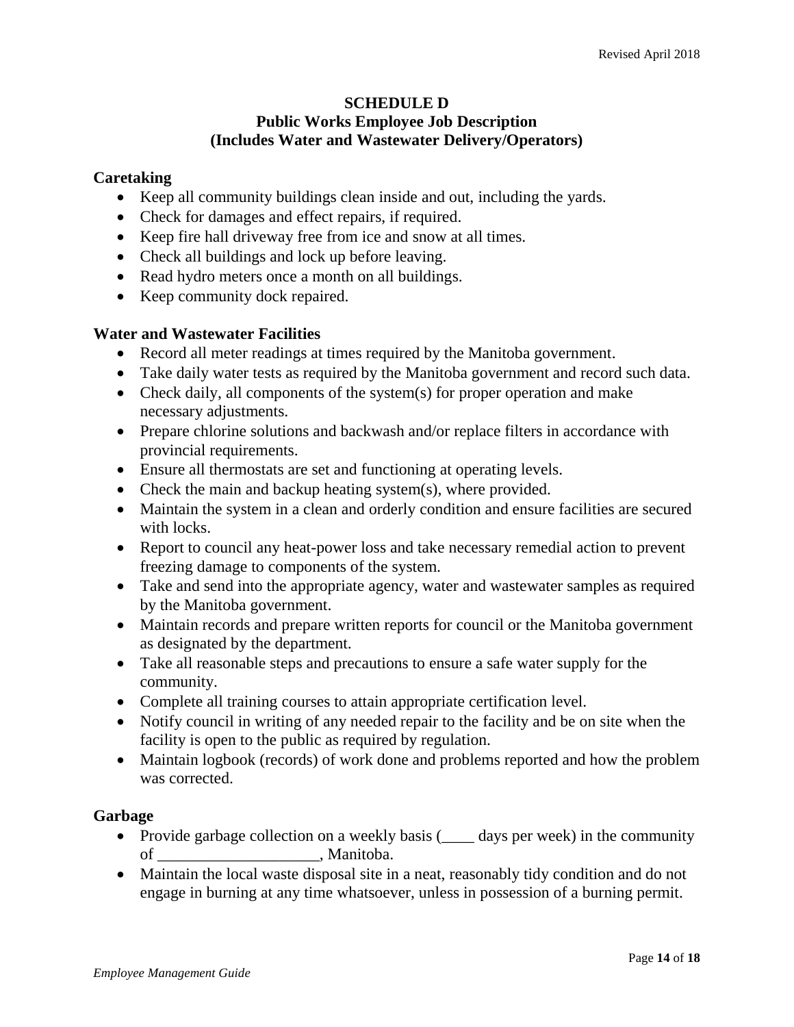**SCHEDULE D**
**Public Works Employee Job Description**
**(Includes Water and Wastewater Delivery/Operators)**

### Caretaking

- Keep all community buildings clean inside and out, including the yards.
- Check for damages and effect repairs, if required.
- Keep fire hall driveway free from ice and snow at all times.
- Check all buildings and lock up before leaving.
- Read hydro meters once a month on all buildings.
- Keep community dock repaired.

### Water and Wastewater Facilities

- Record all meter readings at times required by the Manitoba government.
- Take daily water tests as required by the Manitoba government and record such data.
- Check daily, all components of the system(s) for proper operation and make necessary adjustments.
- Prepare chlorine solutions and backwash and/or replace filters in accordance with provincial requirements.
- Ensure all thermostats are set and functioning at operating levels.
- Check the main and backup heating system(s), where provided.
- Maintain the system in a clean and orderly condition and ensure facilities are secured with locks.
- Report to council any heat-power loss and take necessary remedial action to prevent freezing damage to components of the system.
- Take and send into the appropriate agency, water and wastewater samples as required by the Manitoba government.
- Maintain records and prepare written reports for council or the Manitoba government as designated by the department.
- Take all reasonable steps and precautions to ensure a safe water supply for the community.
- Complete all training courses to attain appropriate certification level.
- Notify council in writing of any needed repair to the facility and be on site when the facility is open to the public as required by regulation.
- Maintain logbook (records) of work done and problems reported and how the problem was corrected.

### Garbage

- Provide garbage collection on a weekly basis (____ days per week) in the community of ___________________, Manitoba.
- Maintain the local waste disposal site in a neat, reasonably tidy condition and do not engage in burning at any time whatsoever, unless in possession of a burning permit.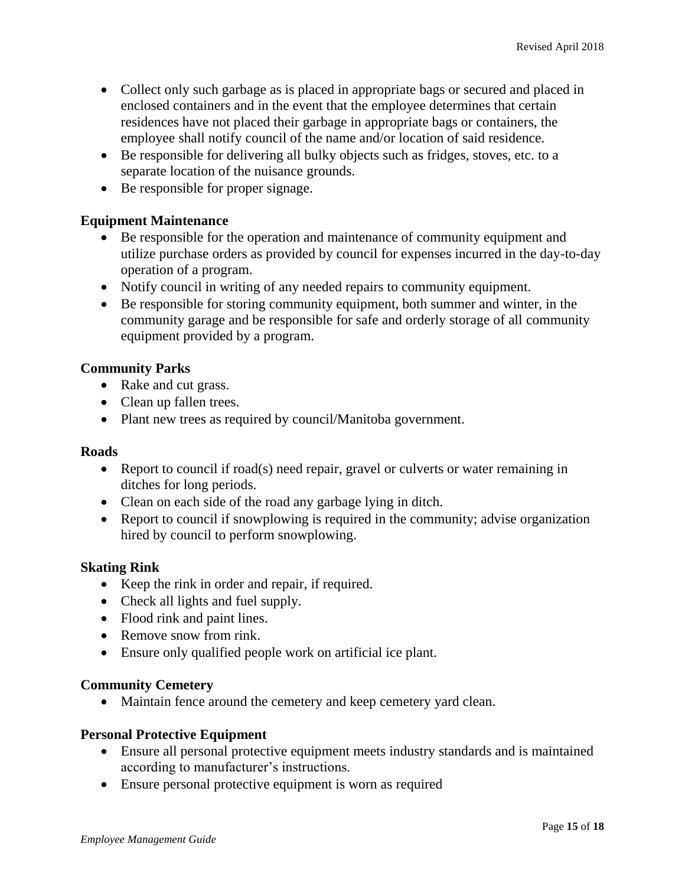- Collect only such garbage as is placed in appropriate bags or secured and placed in enclosed containers and in the event that the employee determines that certain residences have not placed their garbage in appropriate bags or containers, the employee shall notify council of the name and/or location of said residence.
- Be responsible for delivering all bulky objects such as fridges, stoves, etc. to a separate location of the nuisance grounds.
- Be responsible for proper signage.

**Equipment Maintenance**

- Be responsible for the operation and maintenance of community equipment and utilize purchase orders as provided by council for expenses incurred in the day-to-day operation of a program.
- Notify council in writing of any needed repairs to community equipment.
- Be responsible for storing community equipment, both summer and winter, in the community garage and be responsible for safe and orderly storage of all community equipment provided by a program.

**Community Parks**

- Rake and cut grass.
- Clean up fallen trees.
- Plant new trees as required by council/Manitoba government.

**Roads**

- Report to council if road(s) need repair, gravel or culverts or water remaining in ditches for long periods.
- Clean on each side of the road any garbage lying in ditch.
- Report to council if snowplowing is required in the community; advise organization hired by council to perform snowplowing.

**Skating Rink**

- Keep the rink in order and repair, if required.
- Check all lights and fuel supply.
- Flood rink and paint lines.
- Remove snow from rink.
- Ensure only qualified people work on artificial ice plant.

**Community Cemetery**

- Maintain fence around the cemetery and keep cemetery yard clean.

**Personal Protective Equipment**

- Ensure all personal protective equipment meets industry standards and is maintained according to manufacturer's instructions.
- Ensure personal protective equipment is worn as required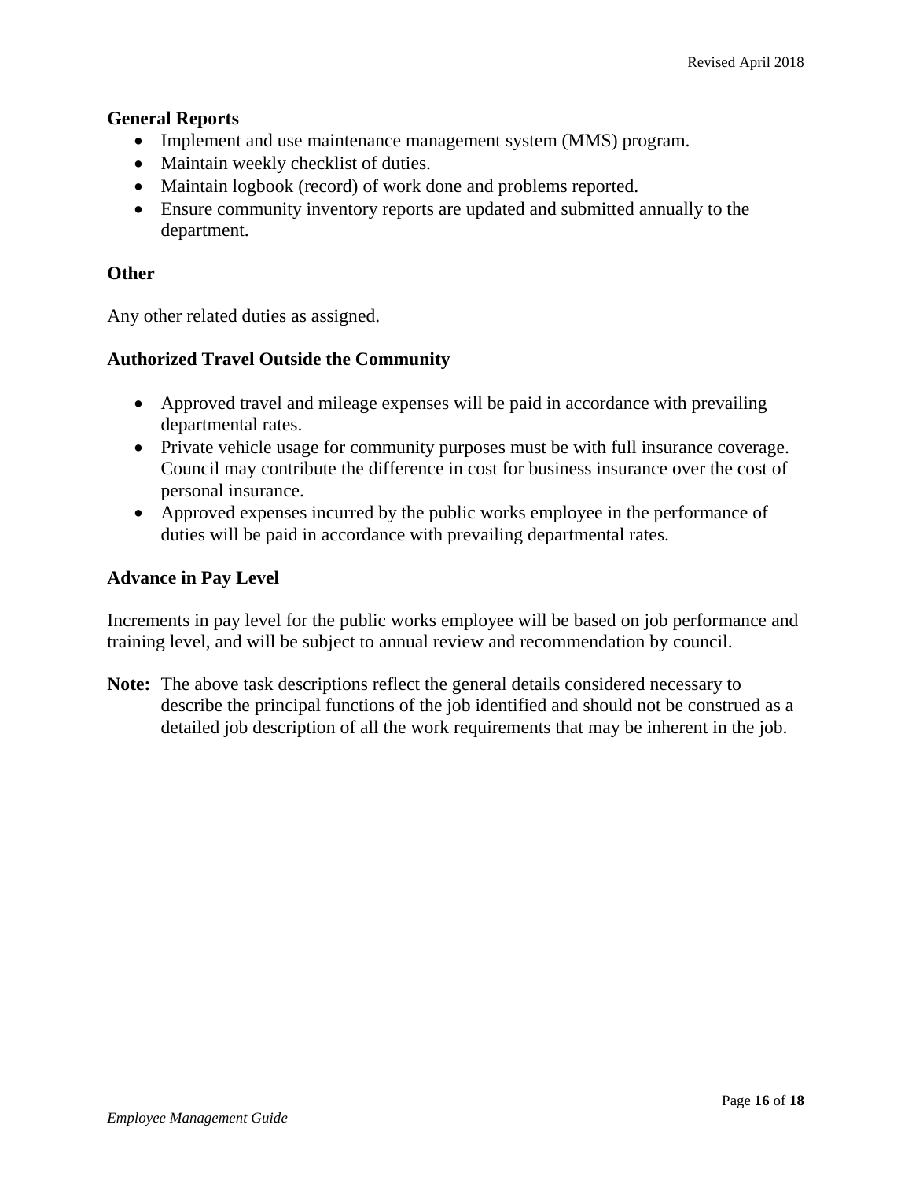**General Reports**

- Implement and use maintenance management system (MMS) program.
- Maintain weekly checklist of duties.
- Maintain logbook (record) of work done and problems reported.
- Ensure community inventory reports are updated and submitted annually to the department.

**Other**

Any other related duties as assigned.

**Authorized Travel Outside the Community**

- Approved travel and mileage expenses will be paid in accordance with prevailing departmental rates.
- Private vehicle usage for community purposes must be with full insurance coverage. Council may contribute the difference in cost for business insurance over the cost of personal insurance.
- Approved expenses incurred by the public works employee in the performance of duties will be paid in accordance with prevailing departmental rates.

**Advance in Pay Level**

Increments in pay level for the public works employee will be based on job performance and training level, and will be subject to annual review and recommendation by council.

**Note:** The above task descriptions reflect the general details considered necessary to describe the principal functions of the job identified and should not be construed as a detailed job description of all the work requirements that may be inherent in the job.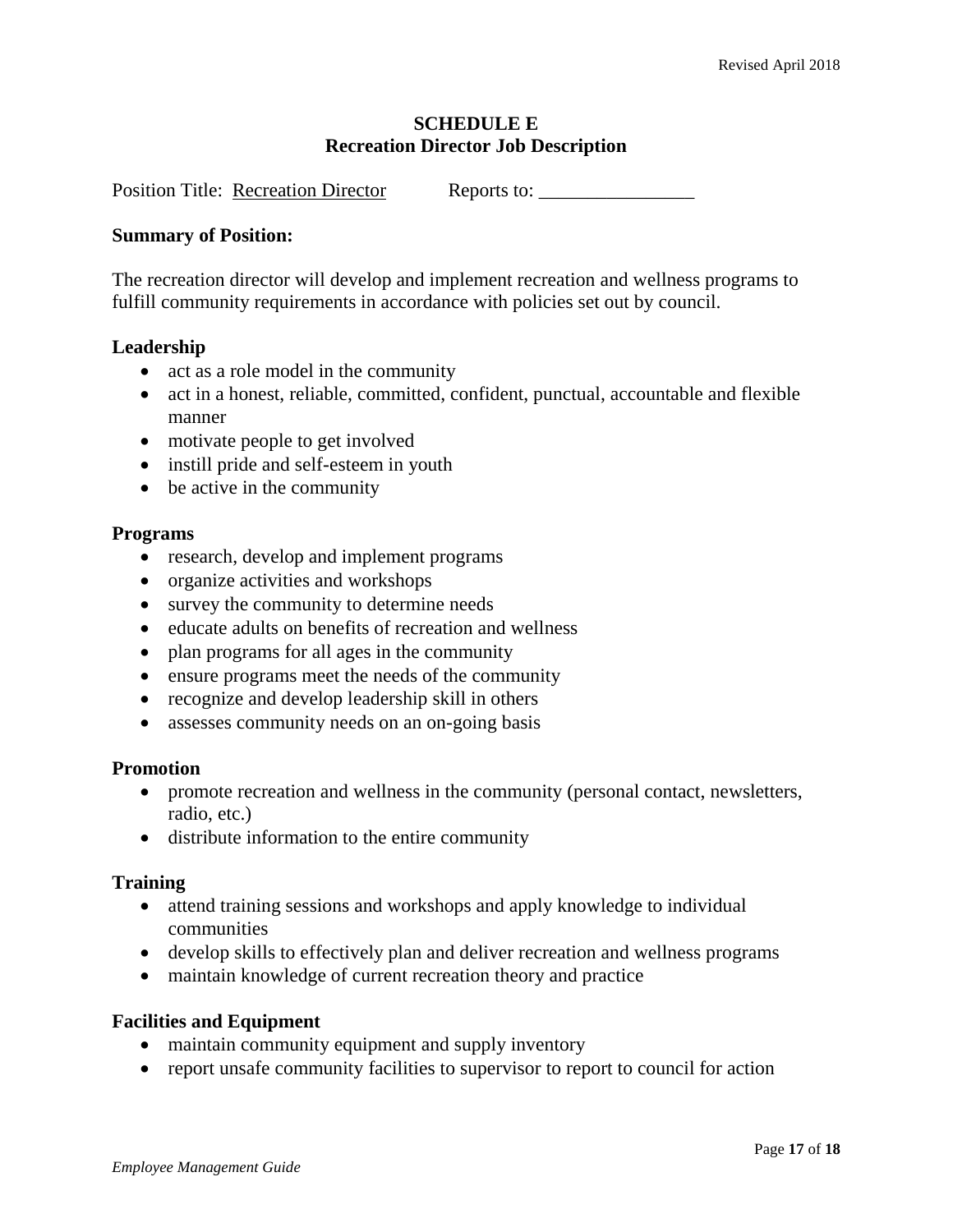**SCHEDULE E**
**Recreation Director Job Description**

Position Title: Recreation Director Reports to: ________________

**Summary of Position:**

The recreation director will develop and implement recreation and wellness programs to fulfill community requirements in accordance with policies set out by council.

**Leadership**

- act as a role model in the community
- act in a honest, reliable, committed, confident, punctual, accountable and flexible manner
- motivate people to get involved
- instill pride and self-esteem in youth
- be active in the community

**Programs**

- research, develop and implement programs
- organize activities and workshops
- survey the community to determine needs
- educate adults on benefits of recreation and wellness
- plan programs for all ages in the community
- ensure programs meet the needs of the community
- recognize and develop leadership skill in others
- assesses community needs on an on-going basis

**Promotion**

- promote recreation and wellness in the community (personal contact, newsletters, radio, etc.)
- distribute information to the entire community

**Training**

- attend training sessions and workshops and apply knowledge to individual communities
- develop skills to effectively plan and deliver recreation and wellness programs
- maintain knowledge of current recreation theory and practice

**Facilities and Equipment**

- maintain community equipment and supply inventory
- report unsafe community facilities to supervisor to report to council for action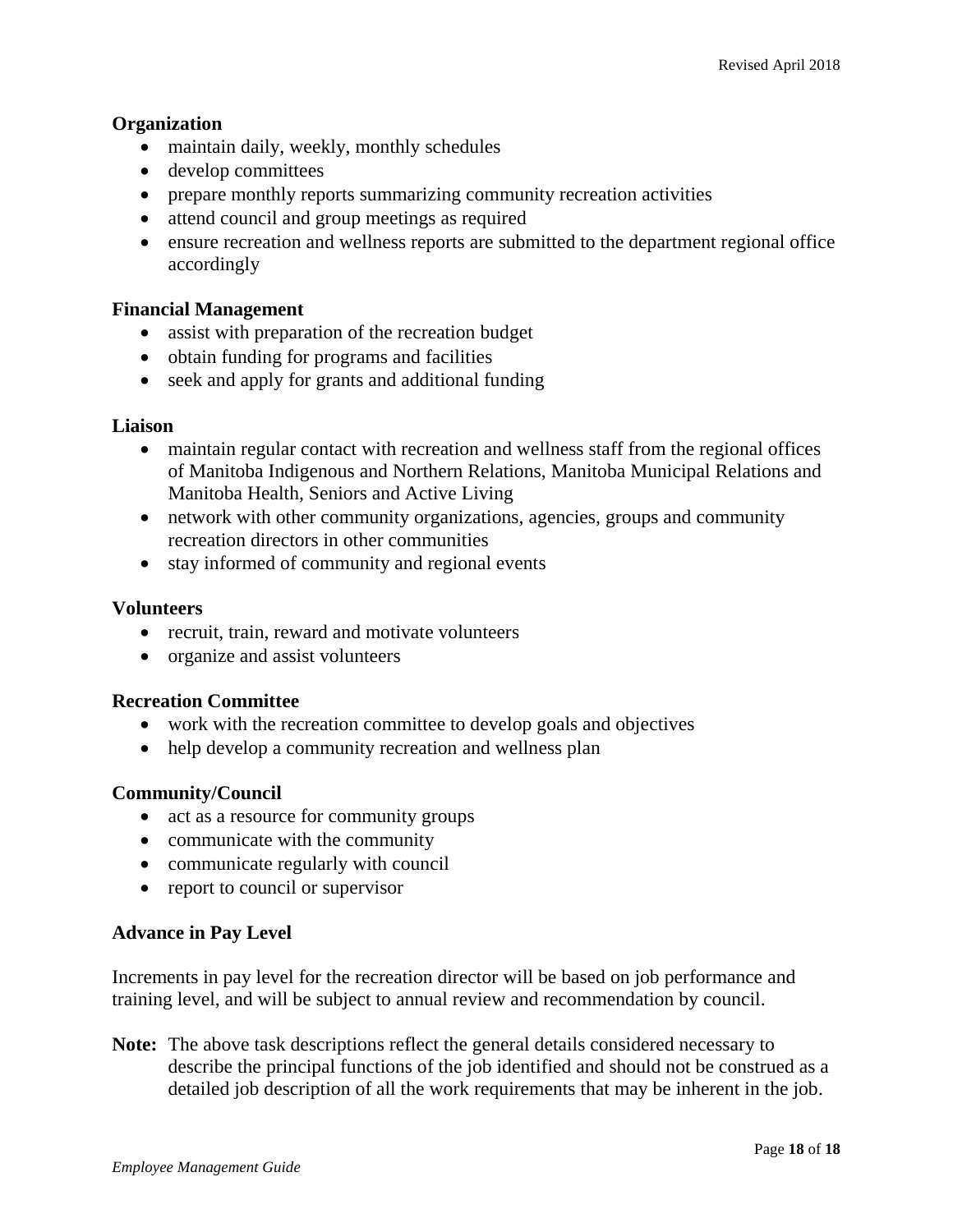**Organization**

- maintain daily, weekly, monthly schedules
- develop committees
- prepare monthly reports summarizing community recreation activities
- attend council and group meetings as required
- ensure recreation and wellness reports are submitted to the department regional office accordingly

**Financial Management**

- assist with preparation of the recreation budget
- obtain funding for programs and facilities
- seek and apply for grants and additional funding

**Liaison**

- maintain regular contact with recreation and wellness staff from the regional offices of Manitoba Indigenous and Northern Relations, Manitoba Municipal Relations and Manitoba Health, Seniors and Active Living
- network with other community organizations, agencies, groups and community recreation directors in other communities
- stay informed of community and regional events

**Volunteers**

- recruit, train, reward and motivate volunteers
- organize and assist volunteers

**Recreation Committee**

- work with the recreation committee to develop goals and objectives
- help develop a community recreation and wellness plan

**Community/Council**

- act as a resource for community groups
- communicate with the community
- communicate regularly with council
- report to council or supervisor

**Advance in Pay Level**

Increments in pay level for the recreation director will be based on job performance and training level, and will be subject to annual review and recommendation by council.

**Note:** The above task descriptions reflect the general details considered necessary to describe the principal functions of the job identified and should not be construed as a detailed job description of all the work requirements that may be inherent in the job.